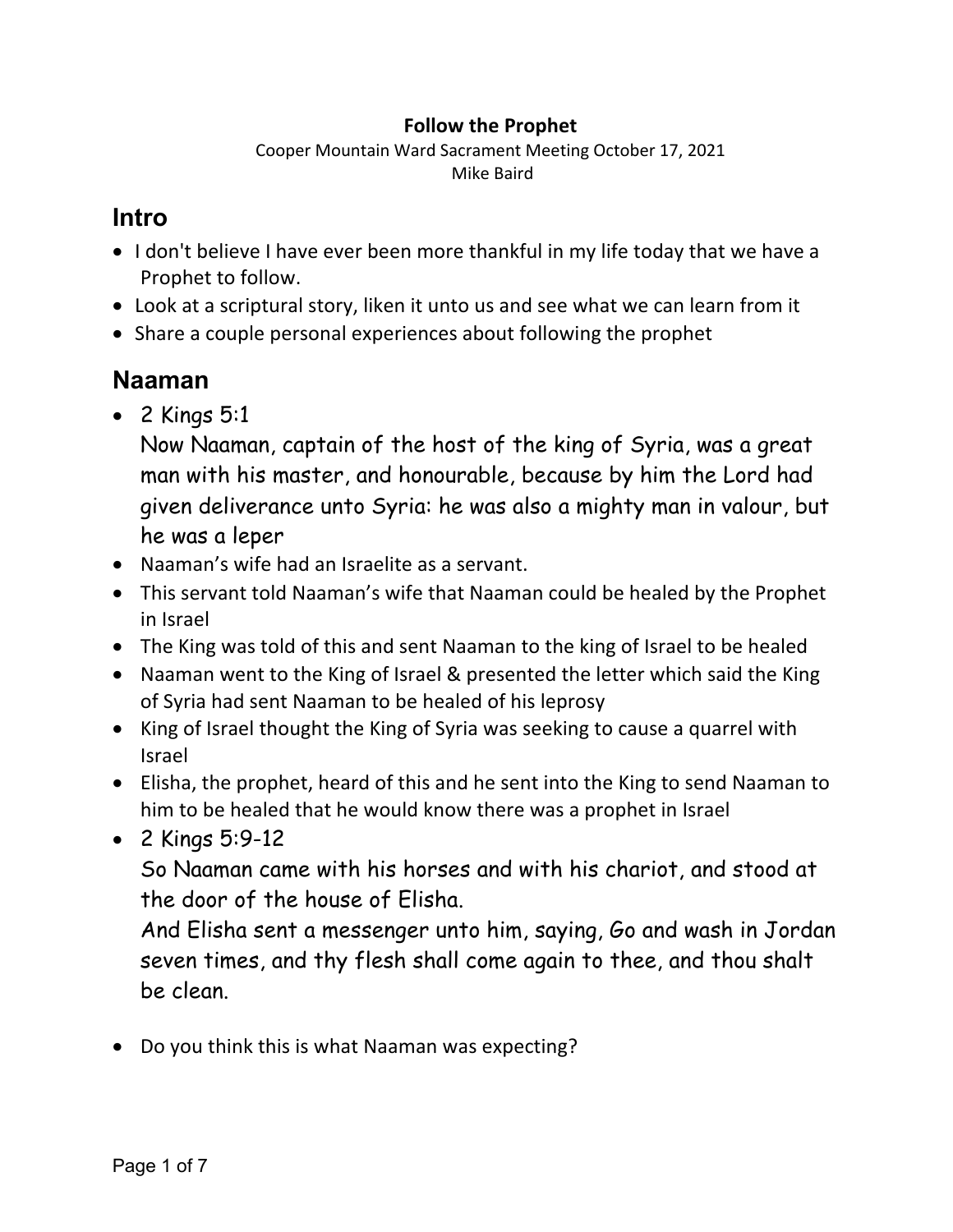**Follow the Prophet**

Cooper Mountain Ward Sacrament Meeting October 17, 2021

Mike Baird

## Intro

- I don't believe I have ever been more thankful in my life today that we have a Prophet to follow.
- Look at a scriptural story, liken it unto us and see what we can learn from it
- Share a couple personal experiences about following the prophet

## Naaman

- 2 Kings 5:1

  Now Naaman, captain of the host of the king of Syria, was a great man with his master, and honourable, because by him the Lord had given deliverance unto Syria: he was also a mighty man in valour, but he was a leper
- Naaman's wife had an Israelite as a servant.
- This servant told Naaman's wife that Naaman could be healed by the Prophet in Israel
- The King was told of this and sent Naaman to the king of Israel to be healed
- Naaman went to the King of Israel & presented the letter which said the King of Syria had sent Naaman to be healed of his leprosy
- King of Israel thought the King of Syria was seeking to cause a quarrel with Israel
- Elisha, the prophet, heard of this and he sent into the King to send Naaman to him to be healed that he would know there was a prophet in Israel
- 2 Kings 5:9-12

  So Naaman came with his horses and with his chariot, and stood at the door of the house of Elisha.

  And Elisha sent a messenger unto him, saying, Go and wash in Jordan seven times, and thy flesh shall come again to thee, and thou shalt be clean.

- Do you think this is what Naaman was expecting?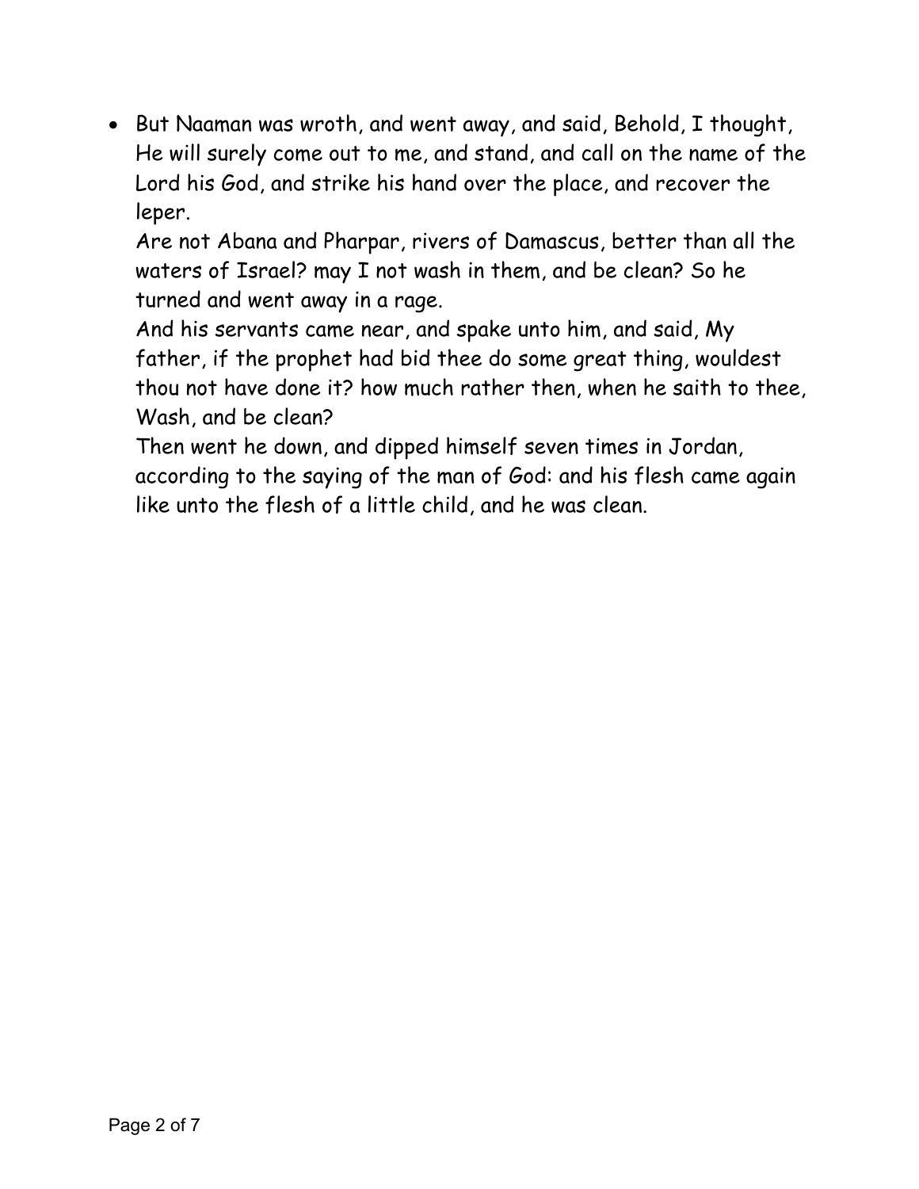- But Naaman was wroth, and went away, and said, Behold, I thought, He will surely come out to me, and stand, and call on the name of the Lord his God, and strike his hand over the place, and recover the leper.

  Are not Abana and Pharpar, rivers of Damascus, better than all the waters of Israel? may I not wash in them, and be clean? So he turned and went away in a rage.

  And his servants came near, and spake unto him, and said, My father, if the prophet had bid thee do some great thing, wouldest thou not have done it? how much rather then, when he saith to thee, Wash, and be clean?

  Then went he down, and dipped himself seven times in Jordan, according to the saying of the man of God: and his flesh came again like unto the flesh of a little child, and he was clean.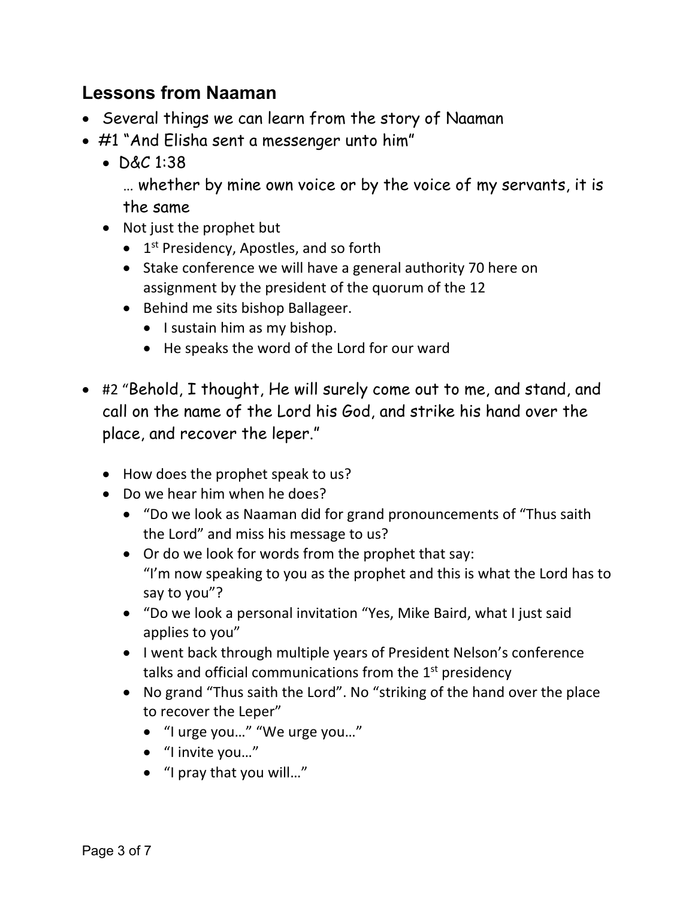## Lessons from Naaman

- Several things we can learn from the story of Naaman
- #1 "And Elisha sent a messenger unto him"
  - D&C 1:38

    … whether by mine own voice or by the voice of my servants, it is the same
  - Not just the prophet but
    - 1st Presidency, Apostles, and so forth
    - Stake conference we will have a general authority 70 here on assignment by the president of the quorum of the 12
    - Behind me sits bishop Ballageer.
      - I sustain him as my bishop.
      - He speaks the word of the Lord for our ward

- #2 "Behold, I thought, He will surely come out to me, and stand, and call on the name of the Lord his God, and strike his hand over the place, and recover the leper."

  - How does the prophet speak to us?
  - Do we hear him when he does?
    - "Do we look as Naaman did for grand pronouncements of "Thus saith the Lord" and miss his message to us?
    - Or do we look for words from the prophet that say:
      "I'm now speaking to you as the prophet and this is what the Lord has to say to you"?
    - "Do we look a personal invitation "Yes, Mike Baird, what I just said applies to you"
    - I went back through multiple years of President Nelson's conference talks and official communications from the 1st presidency
    - No grand "Thus saith the Lord". No "striking of the hand over the place to recover the Leper"
      - "I urge you…" "We urge you…"
      - "I invite you…"
      - "I pray that you will…"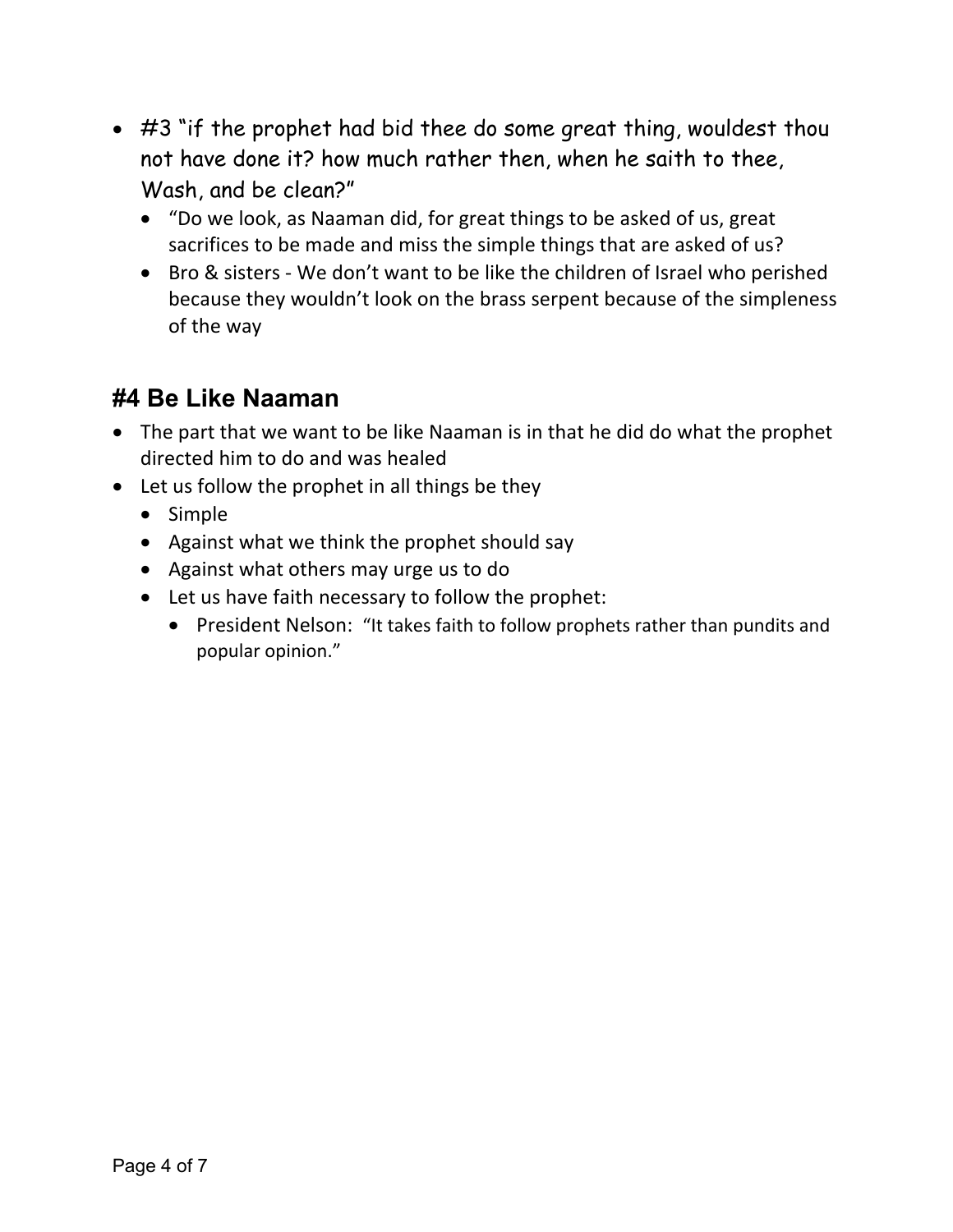- #3 "if the prophet had bid thee do some great thing, wouldest thou not have done it? how much rather then, when he saith to thee, Wash, and be clean?"
  - "Do we look, as Naaman did, for great things to be asked of us, great sacrifices to be made and miss the simple things that are asked of us?
  - Bro & sisters - We don't want to be like the children of Israel who perished because they wouldn't look on the brass serpent because of the simpleness of the way

## #4 Be Like Naaman

- The part that we want to be like Naaman is in that he did do what the prophet directed him to do and was healed
- Let us follow the prophet in all things be they
  - Simple
  - Against what we think the prophet should say
  - Against what others may urge us to do
  - Let us have faith necessary to follow the prophet:
    - President Nelson: "It takes faith to follow prophets rather than pundits and popular opinion."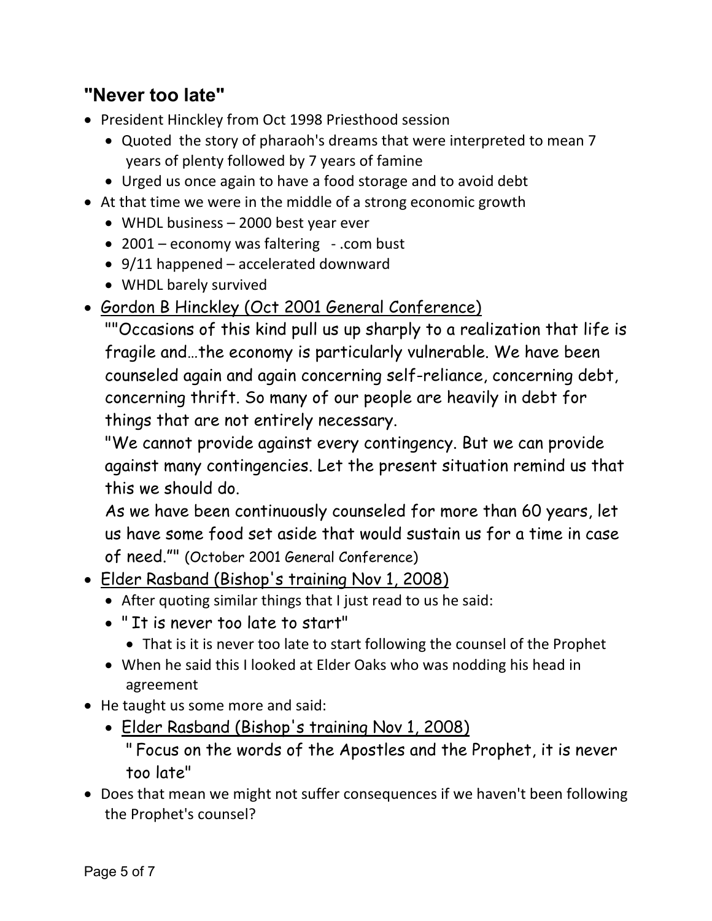## "Never too late"

- President Hinckley from Oct 1998 Priesthood session
  - Quoted the story of pharaoh's dreams that were interpreted to mean 7 years of plenty followed by 7 years of famine
  - Urged us once again to have a food storage and to avoid debt
- At that time we were in the middle of a strong economic growth
  - WHDL business – 2000 best year ever
  - 2001 – economy was faltering - .com bust
  - 9/11 happened – accelerated downward
  - WHDL barely survived
- Gordon B Hinckley (Oct 2001 General Conference)
  ""Occasions of this kind pull us up sharply to a realization that life is fragile and…the economy is particularly vulnerable. We have been counseled again and again concerning self-reliance, concerning debt, concerning thrift. So many of our people are heavily in debt for things that are not entirely necessary.
  "We cannot provide against every contingency. But we can provide against many contingencies. Let the present situation remind us that this we should do.
  As we have been continuously counseled for more than 60 years, let us have some food set aside that would sustain us for a time in case of need."" (October 2001 General Conference)
- Elder Rasband (Bishop's training Nov 1, 2008)
  - After quoting similar things that I just read to us he said:
  - " It is never too late to start"
    - That is it is never too late to start following the counsel of the Prophet
  - When he said this I looked at Elder Oaks who was nodding his head in agreement
- He taught us some more and said:
  - Elder Rasband (Bishop's training Nov 1, 2008)
    " Focus on the words of the Apostles and the Prophet, it is never too late"
- Does that mean we might not suffer consequences if we haven't been following the Prophet's counsel?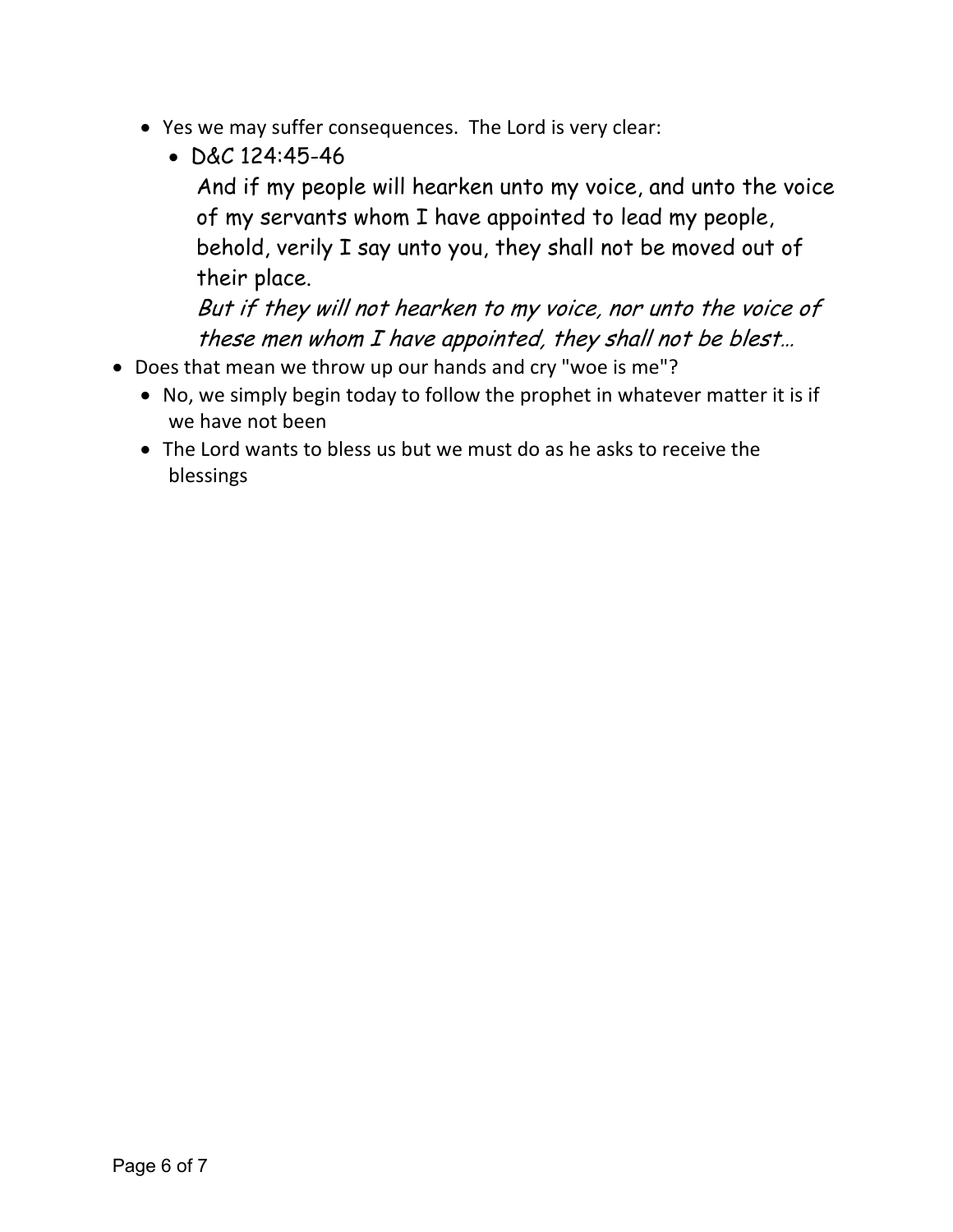- Yes we may suffer consequences.  The Lord is very clear:
  - D&C 124:45-46

    And if my people will hearken unto my voice, and unto the voice of my servants whom I have appointed to lead my people, behold, verily I say unto you, they shall not be moved out of their place.

    *But if they will not hearken to my voice, nor unto the voice of these men whom I have appointed, they shall not be blest…*
- Does that mean we throw up our hands and cry "woe is me"?
  - No, we simply begin today to follow the prophet in whatever matter it is if we have not been
  - The Lord wants to bless us but we must do as he asks to receive the blessings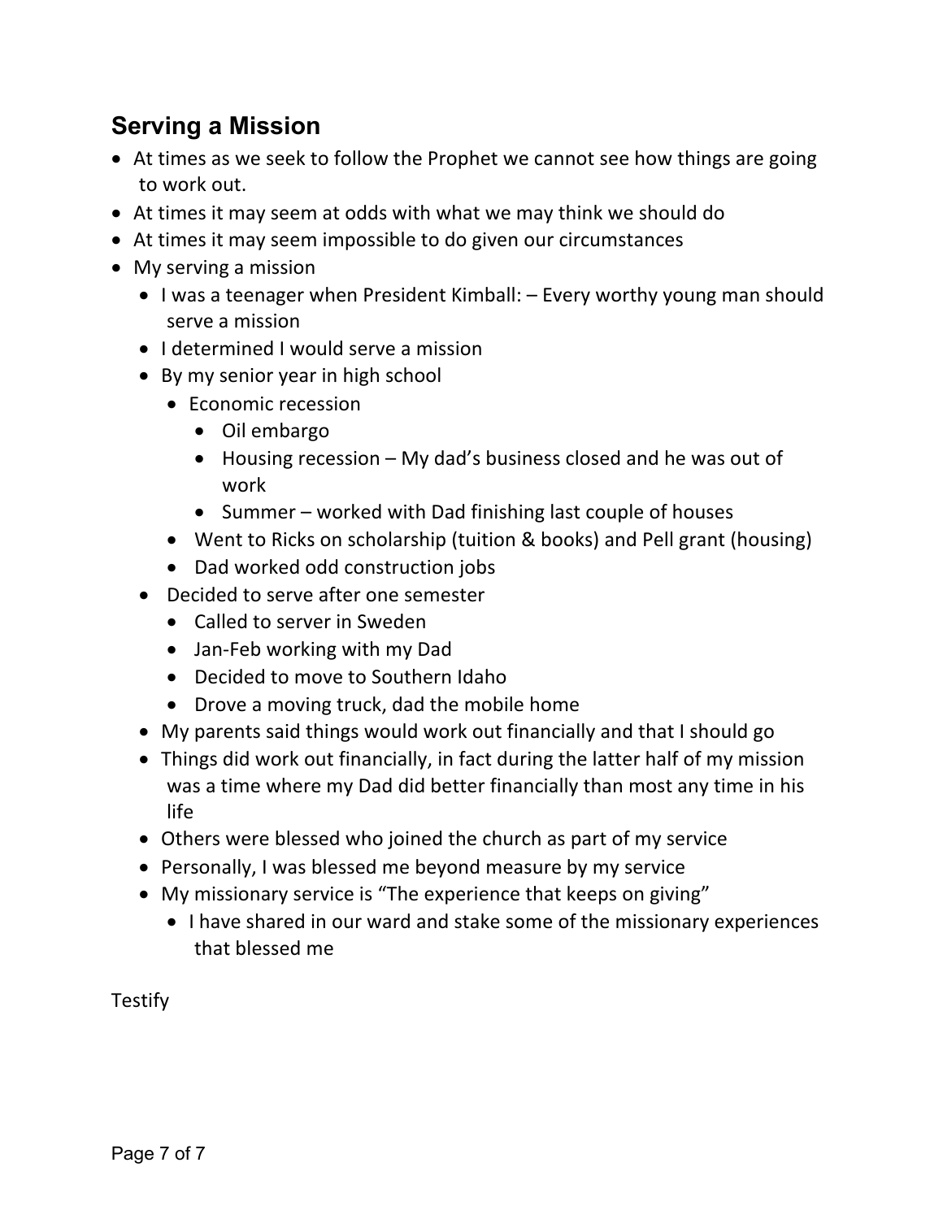## Serving a Mission

- At times as we seek to follow the Prophet we cannot see how things are going to work out.
- At times it may seem at odds with what we may think we should do
- At times it may seem impossible to do given our circumstances
- My serving a mission
  - I was a teenager when President Kimball: – Every worthy young man should serve a mission
  - I determined I would serve a mission
  - By my senior year in high school
    - Economic recession
      - Oil embargo
      - Housing recession – My dad's business closed and he was out of work
      - Summer – worked with Dad finishing last couple of houses
    - Went to Ricks on scholarship (tuition & books) and Pell grant (housing)
    - Dad worked odd construction jobs
  - Decided to serve after one semester
    - Called to server in Sweden
    - Jan-Feb working with my Dad
    - Decided to move to Southern Idaho
    - Drove a moving truck, dad the mobile home
  - My parents said things would work out financially and that I should go
  - Things did work out financially, in fact during the latter half of my mission was a time where my Dad did better financially than most any time in his life
  - Others were blessed who joined the church as part of my service
  - Personally, I was blessed me beyond measure by my service
  - My missionary service is "The experience that keeps on giving"
    - I have shared in our ward and stake some of the missionary experiences that blessed me

Testify